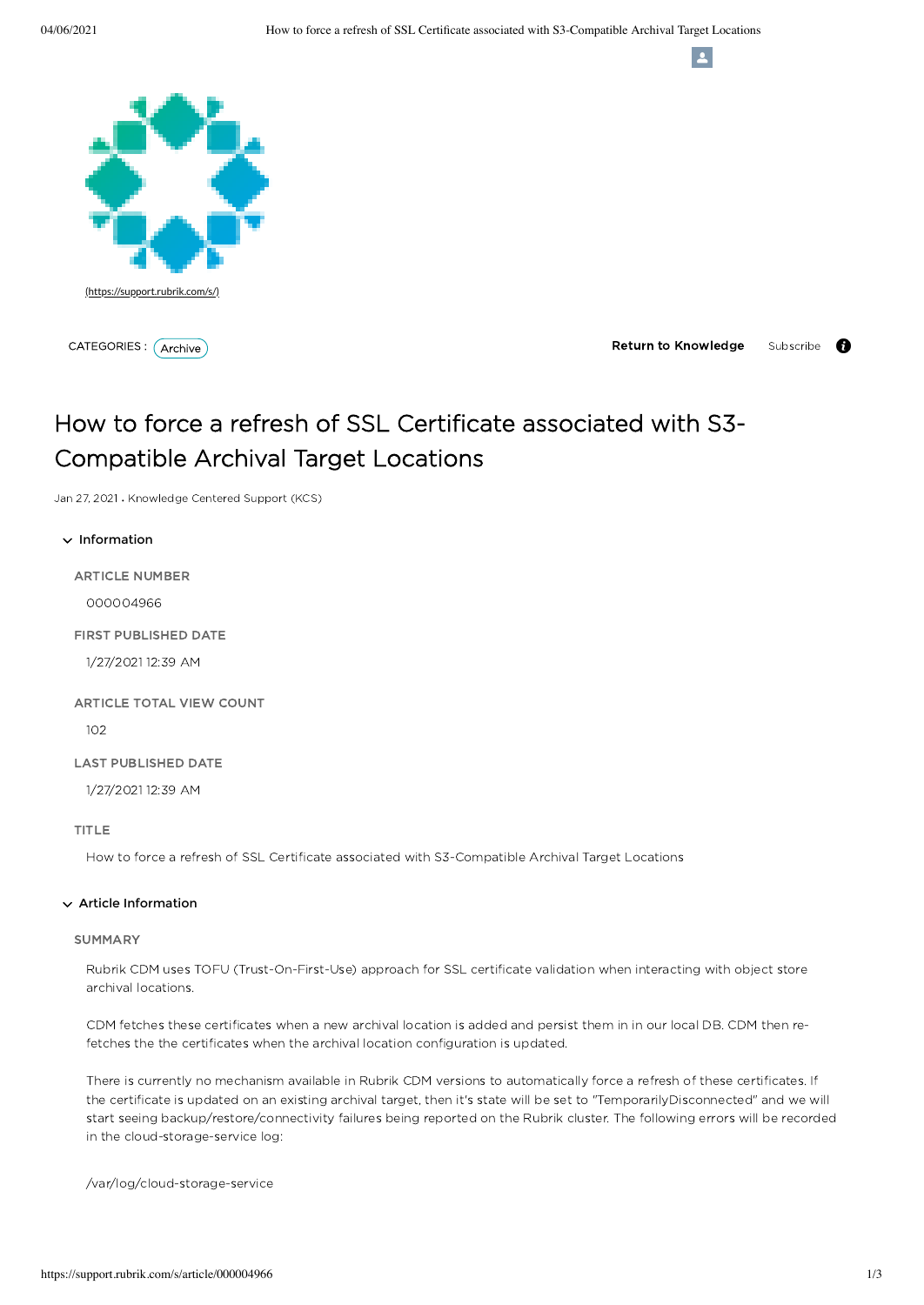(https://support.rubrik.com/s/)

CATEGORIES : Archive

Return to Knowledge Subscribe

# How to force a refresh of SSL Certificate associated with S3-Compatible Archival Target Locations

Jan 27, 2021 • Knowledge Centered Support (KCS)

## Information

**ARTICLE NUMBER**

000004966

**FIRST PUBLISHED DATE**

1/27/2021 12:39 AM

**ARTICLE TOTAL VIEW COUNT**

102

**LAST PUBLISHED DATE**

1/27/2021 12:39 AM

**TITLE**

How to force a refresh of SSL Certificate associated with S3-Compatible Archival Target Locations

## Article Information

**SUMMARY**

Rubrik CDM uses TOFU (Trust-On-First-Use) approach for SSL certificate validation when interacting with object store archival locations.

CDM fetches these certificates when a new archival location is added and persist them in in our local DB. CDM then re-fetches the the certificates when the archival location configuration is updated.

There is currently no mechanism available in Rubrik CDM versions to automatically force a refresh of these certificates. If the certificate is updated on an existing archival target, then it's state will be set to "TemporarilyDisconnected" and we will start seeing backup/restore/connectivity failures being reported on the Rubrik cluster. The following errors will be recorded in the cloud-storage-service log:

/var/log/cloud-storage-service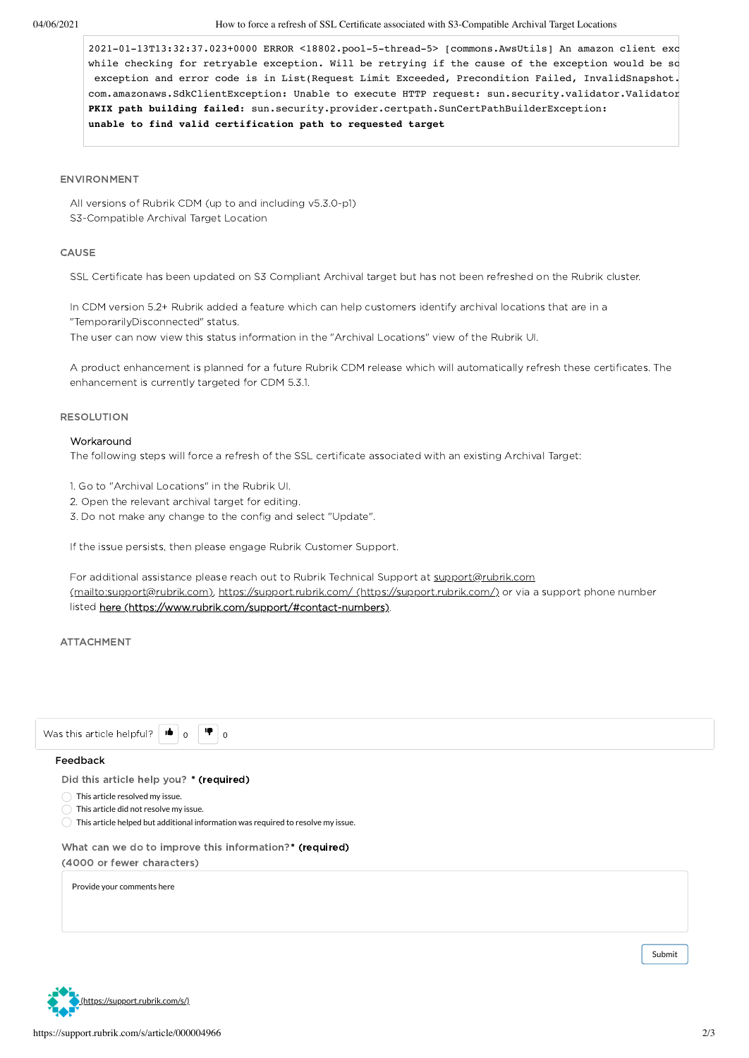```
2021-01-13T13:32:37.023+0000 ERROR <18802.pool-5-thread-5> [commons.AwsUtils] An amazon client exc
while checking for retryable exception. Will be retrying if the cause of the exception would be so
 exception and error code is in List(Request Limit Exceeded, Precondition Failed, InvalidSnapshot.
com.amazonaws.SdkClientException: Unable to execute HTTP request: sun.security.validator.Validator
PKIX path building failed: sun.security.provider.certpath.SunCertPathBuilderException:
unable to find valid certification path to requested target
```

## ENVIRONMENT

All versions of Rubrik CDM (up to and including v5.3.0-p1)
S3-Compatible Archival Target Location

## CAUSE

SSL Certificate has been updated on S3 Compliant Archival target but has not been refreshed on the Rubrik cluster.

In CDM version 5.2+ Rubrik added a feature which can help customers identify archival locations that are in a "TemporarilyDisconnected" status.
The user can now view this status information in the "Archival Locations" view of the Rubrik UI.

A product enhancement is planned for a future Rubrik CDM release which will automatically refresh these certificates. The enhancement is currently targeted for CDM 5.3.1.

## RESOLUTION

Workaround
The following steps will force a refresh of the SSL certificate associated with an existing Archival Target:

1. Go to "Archival Locations" in the Rubrik UI.
2. Open the relevant archival target for editing.
3. Do not make any change to the config and select "Update".

If the issue persists, then please engage Rubrik Customer Support.

For additional assistance please reach out to Rubrik Technical Support at support@rubrik.com (mailto:support@rubrik.com), https://support.rubrik.com/ (https://support.rubrik.com/) or via a support phone number listed here (https://www.rubrik.com/support/#contact-numbers).

## ATTACHMENT

Was this article helpful? 0 0

Feedback

Did this article help you? * (required)

- This article resolved my issue.
- This article did not resolve my issue.
- This article helped but additional information was required to resolve my issue.

What can we do to improve this information?* (required)
(4000 or fewer characters)

Provide your comments here

Submit

(https://support.rubrik.com/s/)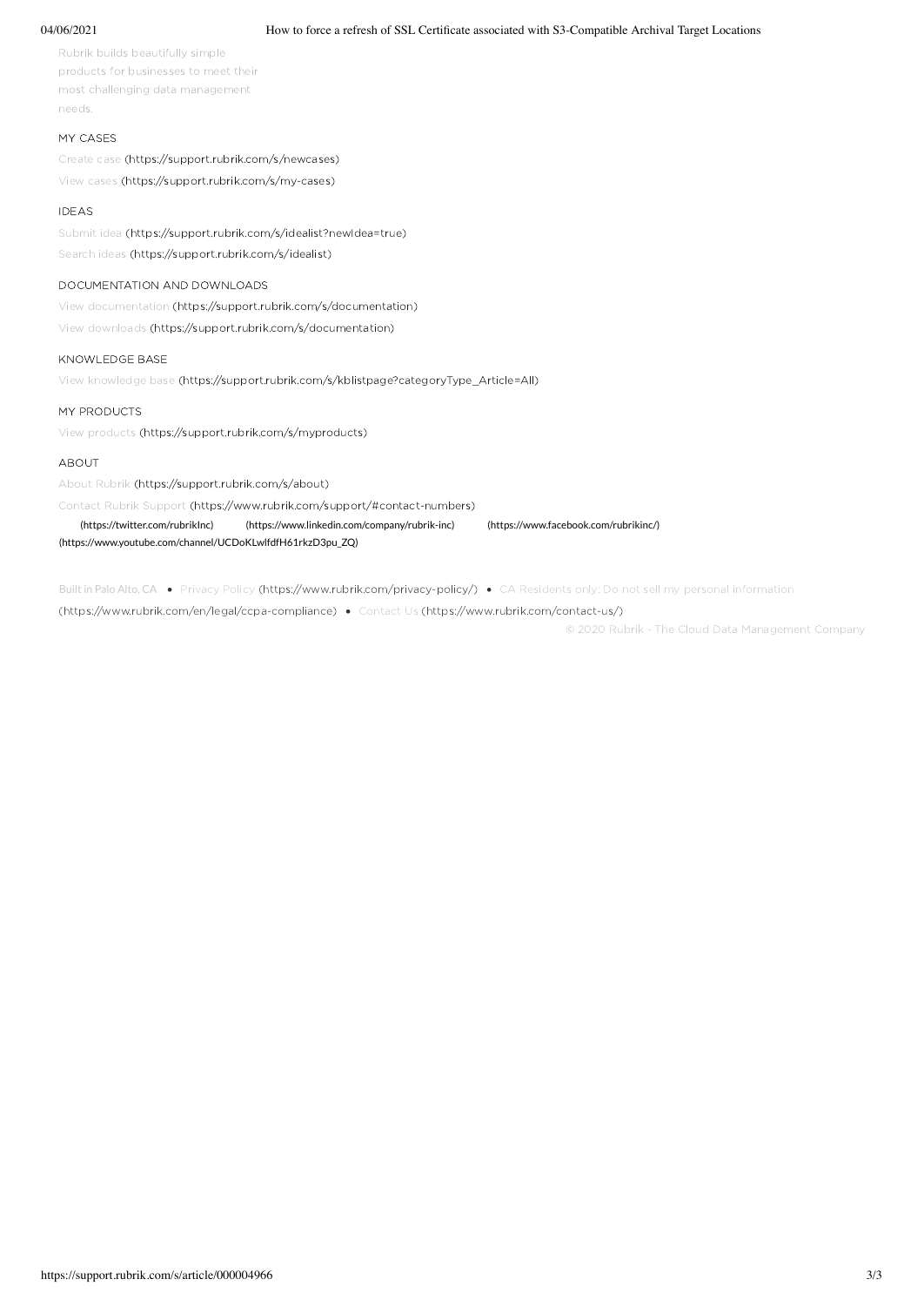Rubrik builds beautifully simple products for businesses to meet their most challenging data management needs.

MY CASES

Create case (https://support.rubrik.com/s/newcases)

View cases (https://support.rubrik.com/s/my-cases)

IDEAS

Submit idea (https://support.rubrik.com/s/idealist?newIdea=true)

Search ideas (https://support.rubrik.com/s/idealist)

DOCUMENTATION AND DOWNLOADS

View documentation (https://support.rubrik.com/s/documentation)

View downloads (https://support.rubrik.com/s/documentation)

KNOWLEDGE BASE

View knowledge base (https://support.rubrik.com/s/kblistpage?categoryType_Article=All)

MY PRODUCTS

View products (https://support.rubrik.com/s/myproducts)

ABOUT

About Rubrik (https://support.rubrik.com/s/about)

Contact Rubrik Support (https://www.rubrik.com/support/#contact-numbers)

(https://twitter.com/rubrikInc) (https://www.linkedin.com/company/rubrik-inc) (https://www.facebook.com/rubrikinc/) (https://www.youtube.com/channel/UCDoKLwlfdfH61rkzD3pu_ZQ)

Built in Palo Alto, CA • Privacy Policy (https://www.rubrik.com/privacy-policy/) • CA Residents only: Do not sell my personal information (https://www.rubrik.com/en/legal/ccpa-compliance) • Contact Us (https://www.rubrik.com/contact-us/)

© 2020 Rubrik - The Cloud Data Management Company